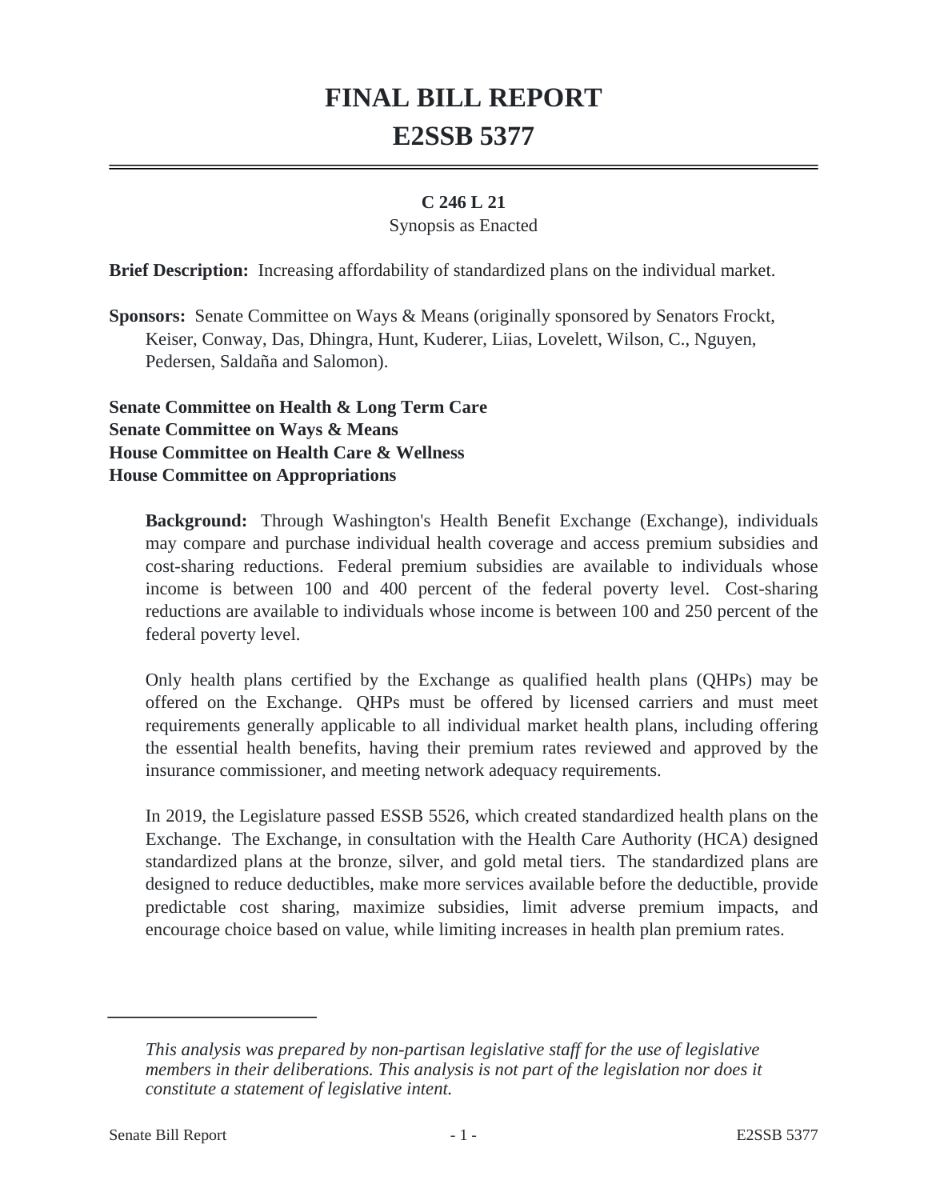# FINAL BILL REPORT
# E2SSB 5377

**C 246 L 21**

Synopsis as Enacted

**Brief Description:** Increasing affordability of standardized plans on the individual market.

**Sponsors:** Senate Committee on Ways & Means (originally sponsored by Senators Frockt, Keiser, Conway, Das, Dhingra, Hunt, Kuderer, Liias, Lovelett, Wilson, C., Nguyen, Pedersen, Saldaña and Salomon).

**Senate Committee on Health & Long Term Care**
**Senate Committee on Ways & Means**
**House Committee on Health Care & Wellness**
**House Committee on Appropriations**

**Background:** Through Washington's Health Benefit Exchange (Exchange), individuals may compare and purchase individual health coverage and access premium subsidies and cost-sharing reductions. Federal premium subsidies are available to individuals whose income is between 100 and 400 percent of the federal poverty level. Cost-sharing reductions are available to individuals whose income is between 100 and 250 percent of the federal poverty level.

Only health plans certified by the Exchange as qualified health plans (QHPs) may be offered on the Exchange. QHPs must be offered by licensed carriers and must meet requirements generally applicable to all individual market health plans, including offering the essential health benefits, having their premium rates reviewed and approved by the insurance commissioner, and meeting network adequacy requirements.

In 2019, the Legislature passed ESSB 5526, which created standardized health plans on the Exchange. The Exchange, in consultation with the Health Care Authority (HCA) designed standardized plans at the bronze, silver, and gold metal tiers. The standardized plans are designed to reduce deductibles, make more services available before the deductible, provide predictable cost sharing, maximize subsidies, limit adverse premium impacts, and encourage choice based on value, while limiting increases in health plan premium rates.

*This analysis was prepared by non-partisan legislative staff for the use of legislative members in their deliberations. This analysis is not part of the legislation nor does it constitute a statement of legislative intent.*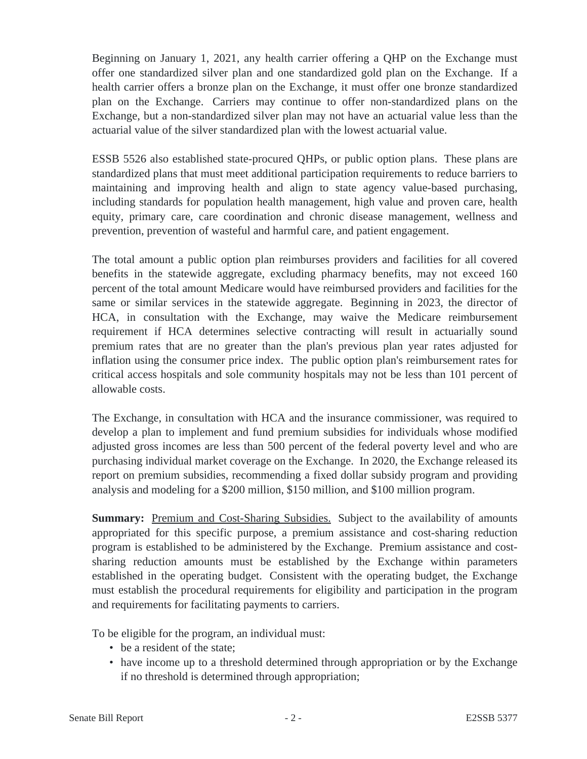Beginning on January 1, 2021, any health carrier offering a QHP on the Exchange must offer one standardized silver plan and one standardized gold plan on the Exchange. If a health carrier offers a bronze plan on the Exchange, it must offer one bronze standardized plan on the Exchange. Carriers may continue to offer non-standardized plans on the Exchange, but a non-standardized silver plan may not have an actuarial value less than the actuarial value of the silver standardized plan with the lowest actuarial value.

ESSB 5526 also established state-procured QHPs, or public option plans. These plans are standardized plans that must meet additional participation requirements to reduce barriers to maintaining and improving health and align to state agency value-based purchasing, including standards for population health management, high value and proven care, health equity, primary care, care coordination and chronic disease management, wellness and prevention, prevention of wasteful and harmful care, and patient engagement.

The total amount a public option plan reimburses providers and facilities for all covered benefits in the statewide aggregate, excluding pharmacy benefits, may not exceed 160 percent of the total amount Medicare would have reimbursed providers and facilities for the same or similar services in the statewide aggregate. Beginning in 2023, the director of HCA, in consultation with the Exchange, may waive the Medicare reimbursement requirement if HCA determines selective contracting will result in actuarially sound premium rates that are no greater than the plan's previous plan year rates adjusted for inflation using the consumer price index. The public option plan's reimbursement rates for critical access hospitals and sole community hospitals may not be less than 101 percent of allowable costs.

The Exchange, in consultation with HCA and the insurance commissioner, was required to develop a plan to implement and fund premium subsidies for individuals whose modified adjusted gross incomes are less than 500 percent of the federal poverty level and who are purchasing individual market coverage on the Exchange. In 2020, the Exchange released its report on premium subsidies, recommending a fixed dollar subsidy program and providing analysis and modeling for a $200 million, $150 million, and $100 million program.

**Summary:** Premium and Cost-Sharing Subsidies. Subject to the availability of amounts appropriated for this specific purpose, a premium assistance and cost-sharing reduction program is established to be administered by the Exchange. Premium assistance and cost-sharing reduction amounts must be established by the Exchange within parameters established in the operating budget. Consistent with the operating budget, the Exchange must establish the procedural requirements for eligibility and participation in the program and requirements for facilitating payments to carriers.

To be eligible for the program, an individual must:

- be a resident of the state;
- have income up to a threshold determined through appropriation or by the Exchange if no threshold is determined through appropriation;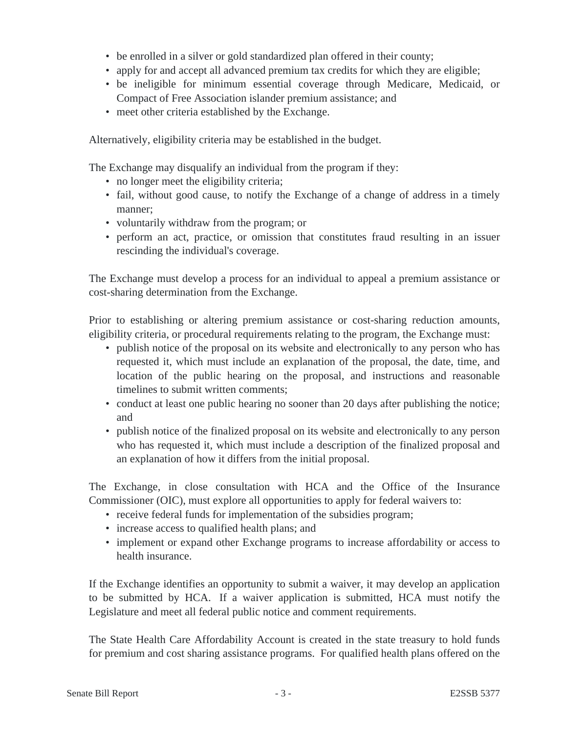- be enrolled in a silver or gold standardized plan offered in their county;
- apply for and accept all advanced premium tax credits for which they are eligible;
- be ineligible for minimum essential coverage through Medicare, Medicaid, or Compact of Free Association islander premium assistance; and
- meet other criteria established by the Exchange.

Alternatively, eligibility criteria may be established in the budget.

The Exchange may disqualify an individual from the program if they:
- no longer meet the eligibility criteria;
- fail, without good cause, to notify the Exchange of a change of address in a timely manner;
- voluntarily withdraw from the program; or
- perform an act, practice, or omission that constitutes fraud resulting in an issuer rescinding the individual's coverage.

The Exchange must develop a process for an individual to appeal a premium assistance or cost-sharing determination from the Exchange.

Prior to establishing or altering premium assistance or cost-sharing reduction amounts, eligibility criteria, or procedural requirements relating to the program, the Exchange must:
- publish notice of the proposal on its website and electronically to any person who has requested it, which must include an explanation of the proposal, the date, time, and location of the public hearing on the proposal, and instructions and reasonable timelines to submit written comments;
- conduct at least one public hearing no sooner than 20 days after publishing the notice; and
- publish notice of the finalized proposal on its website and electronically to any person who has requested it, which must include a description of the finalized proposal and an explanation of how it differs from the initial proposal.

The Exchange, in close consultation with HCA and the Office of the Insurance Commissioner (OIC), must explore all opportunities to apply for federal waivers to:
- receive federal funds for implementation of the subsidies program;
- increase access to qualified health plans; and
- implement or expand other Exchange programs to increase affordability or access to health insurance.

If the Exchange identifies an opportunity to submit a waiver, it may develop an application to be submitted by HCA. If a waiver application is submitted, HCA must notify the Legislature and meet all federal public notice and comment requirements.

The State Health Care Affordability Account is created in the state treasury to hold funds for premium and cost sharing assistance programs. For qualified health plans offered on the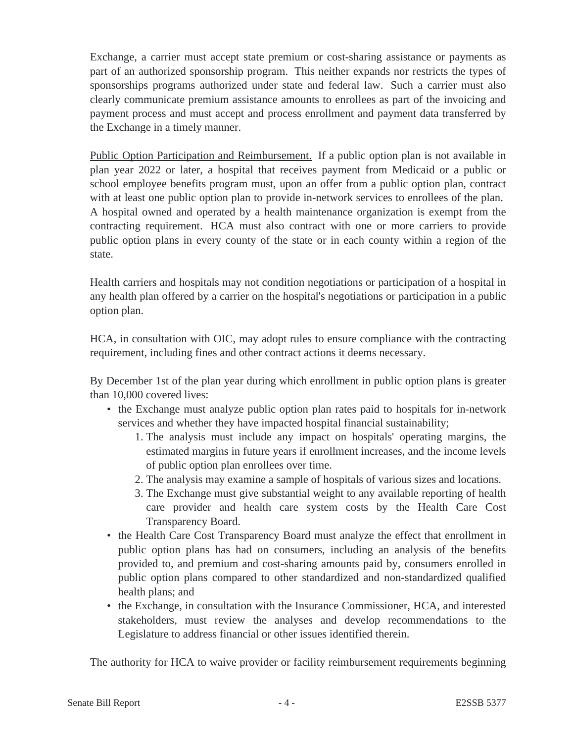Exchange, a carrier must accept state premium or cost-sharing assistance or payments as part of an authorized sponsorship program. This neither expands nor restricts the types of sponsorships programs authorized under state and federal law. Such a carrier must also clearly communicate premium assistance amounts to enrollees as part of the invoicing and payment process and must accept and process enrollment and payment data transferred by the Exchange in a timely manner.

Public Option Participation and Reimbursement. If a public option plan is not available in plan year 2022 or later, a hospital that receives payment from Medicaid or a public or school employee benefits program must, upon an offer from a public option plan, contract with at least one public option plan to provide in-network services to enrollees of the plan. A hospital owned and operated by a health maintenance organization is exempt from the contracting requirement. HCA must also contract with one or more carriers to provide public option plans in every county of the state or in each county within a region of the state.

Health carriers and hospitals may not condition negotiations or participation of a hospital in any health plan offered by a carrier on the hospital's negotiations or participation in a public option plan.

HCA, in consultation with OIC, may adopt rules to ensure compliance with the contracting requirement, including fines and other contract actions it deems necessary.

By December 1st of the plan year during which enrollment in public option plans is greater than 10,000 covered lives:

- the Exchange must analyze public option plan rates paid to hospitals for in-network services and whether they have impacted hospital financial sustainability;
    1. The analysis must include any impact on hospitals' operating margins, the estimated margins in future years if enrollment increases, and the income levels of public option plan enrollees over time.
    2. The analysis may examine a sample of hospitals of various sizes and locations.
    3. The Exchange must give substantial weight to any available reporting of health care provider and health care system costs by the Health Care Cost Transparency Board.
- the Health Care Cost Transparency Board must analyze the effect that enrollment in public option plans has had on consumers, including an analysis of the benefits provided to, and premium and cost-sharing amounts paid by, consumers enrolled in public option plans compared to other standardized and non-standardized qualified health plans; and
- the Exchange, in consultation with the Insurance Commissioner, HCA, and interested stakeholders, must review the analyses and develop recommendations to the Legislature to address financial or other issues identified therein.

The authority for HCA to waive provider or facility reimbursement requirements beginning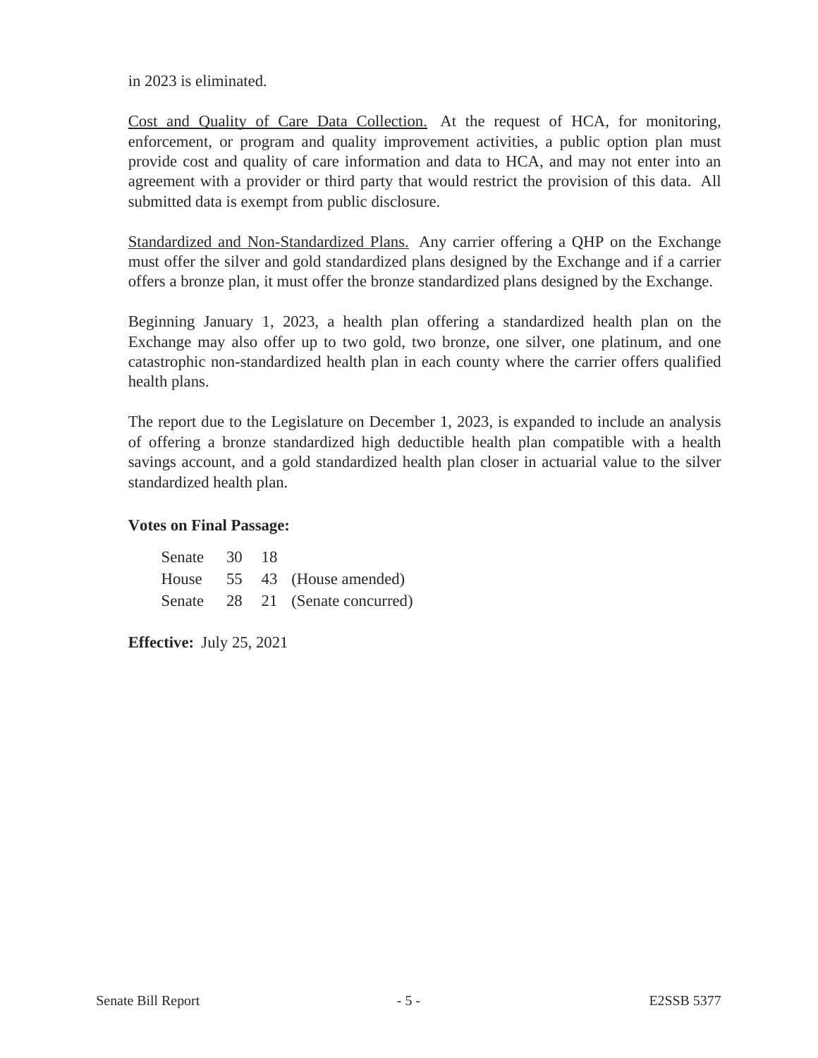in 2023 is eliminated.

Cost and Quality of Care Data Collection. At the request of HCA, for monitoring, enforcement, or program and quality improvement activities, a public option plan must provide cost and quality of care information and data to HCA, and may not enter into an agreement with a provider or third party that would restrict the provision of this data. All submitted data is exempt from public disclosure.

Standardized and Non-Standardized Plans. Any carrier offering a QHP on the Exchange must offer the silver and gold standardized plans designed by the Exchange and if a carrier offers a bronze plan, it must offer the bronze standardized plans designed by the Exchange.

Beginning January 1, 2023, a health plan offering a standardized health plan on the Exchange may also offer up to two gold, two bronze, one silver, one platinum, and one catastrophic non-standardized health plan in each county where the carrier offers qualified health plans.

The report due to the Legislature on December 1, 2023, is expanded to include an analysis of offering a bronze standardized high deductible health plan compatible with a health savings account, and a gold standardized health plan closer in actuarial value to the silver standardized health plan.

**Votes on Final Passage:**

| | | | |
|---|---|---|---|
| Senate | 30 | 18 | |
| House | 55 | 43 | (House amended) |
| Senate | 28 | 21 | (Senate concurred) |

**Effective:** July 25, 2021